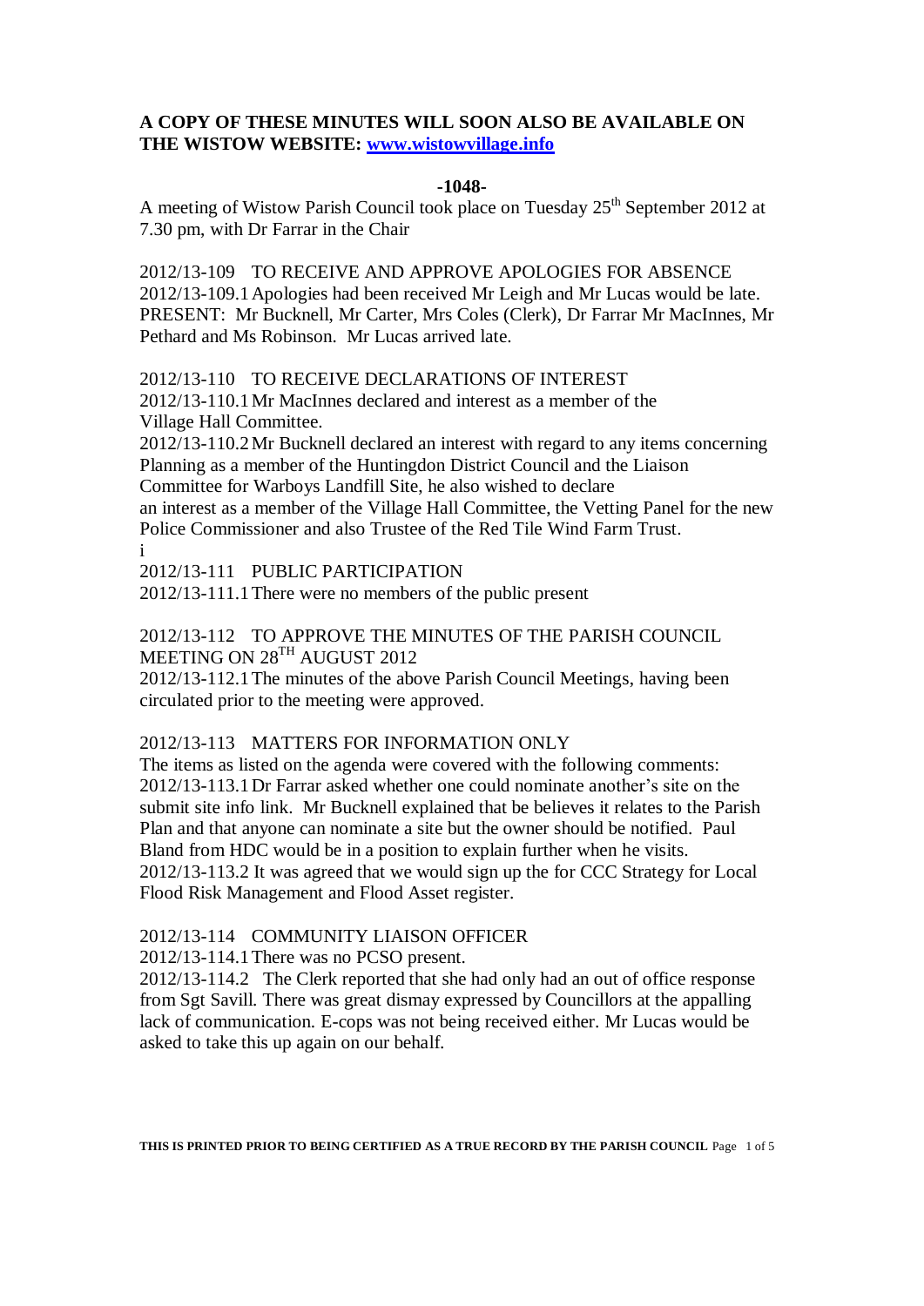**A COPY OF THESE MINUTES WILL SOON ALSO BE AVAILABLE ON THE WISTOW WEBSITE: [www.wistowvillage.info](www.wistowvillage.info)**

**-1048-**

A meeting of Wistow Parish Council took place on Tuesday 25th September 2012 at 7.30 pm, with Dr Farrar in the Chair

2012/13-109 TO RECEIVE AND APPROVE APOLOGIES FOR ABSENCE

2012/13-109.1 Apologies had been received Mr Leigh and Mr Lucas would be late. PRESENT: Mr Bucknell, Mr Carter, Mrs Coles (Clerk), Dr Farrar Mr MacInnes, Mr Pethard and Ms Robinson. Mr Lucas arrived late.

2012/13-110 TO RECEIVE DECLARATIONS OF INTEREST

2012/13-110.1 Mr MacInnes declared and interest as a member of the Village Hall Committee.

2012/13-110.2 Mr Bucknell declared an interest with regard to any items concerning Planning as a member of the Huntingdon District Council and the Liaison Committee for Warboys Landfill Site, he also wished to declare an interest as a member of the Village Hall Committee, the Vetting Panel for the new Police Commissioner and also Trustee of the Red Tile Wind Farm Trust.

i

2012/13-111 PUBLIC PARTICIPATION

2012/13-111.1 There were no members of the public present

2012/13-112 TO APPROVE THE MINUTES OF THE PARISH COUNCIL MEETING ON 28TH AUGUST 2012

2012/13-112.1 The minutes of the above Parish Council Meetings, having been circulated prior to the meeting were approved.

2012/13-113 MATTERS FOR INFORMATION ONLY

The items as listed on the agenda were covered with the following comments:

2012/13-113.1 Dr Farrar asked whether one could nominate another's site on the submit site info link. Mr Bucknell explained that be believes it relates to the Parish Plan and that anyone can nominate a site but the owner should be notified. Paul Bland from HDC would be in a position to explain further when he visits.

2012/13-113.2 It was agreed that we would sign up the for CCC Strategy for Local Flood Risk Management and Flood Asset register.

2012/13-114 COMMUNITY LIAISON OFFICER

2012/13-114.1 There was no PCSO present.

2012/13-114.2 The Clerk reported that she had only had an out of office response from Sgt Savill. There was great dismay expressed by Councillors at the appalling lack of communication. E-cops was not being received either. Mr Lucas would be asked to take this up again on our behalf.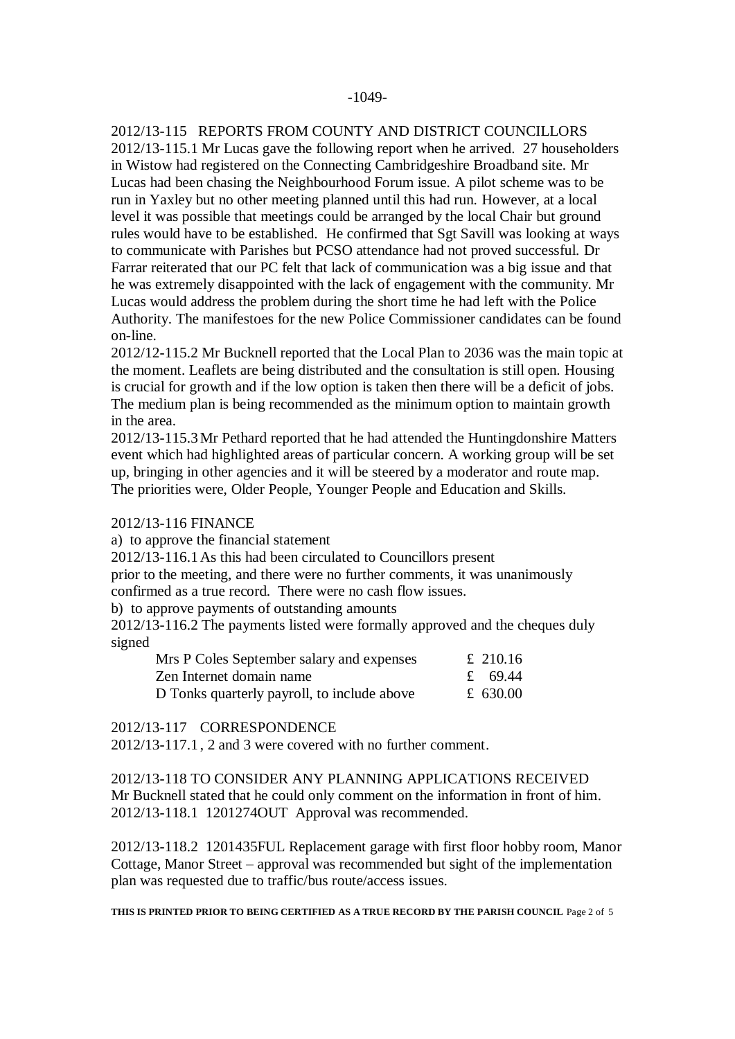2012/13-115 REPORTS FROM COUNTY AND DISTRICT COUNCILLORS

2012/13-115.1 Mr Lucas gave the following report when he arrived. 27 householders in Wistow had registered on the Connecting Cambridgeshire Broadband site. Mr Lucas had been chasing the Neighbourhood Forum issue. A pilot scheme was to be run in Yaxley but no other meeting planned until this had run. However, at a local level it was possible that meetings could be arranged by the local Chair but ground rules would have to be established. He confirmed that Sgt Savill was looking at ways to communicate with Parishes but PCSO attendance had not proved successful. Dr Farrar reiterated that our PC felt that lack of communication was a big issue and that he was extremely disappointed with the lack of engagement with the community. Mr Lucas would address the problem during the short time he had left with the Police Authority. The manifestoes for the new Police Commissioner candidates can be found on-line.

2012/12-115.2 Mr Bucknell reported that the Local Plan to 2036 was the main topic at the moment. Leaflets are being distributed and the consultation is still open. Housing is crucial for growth and if the low option is taken then there will be a deficit of jobs. The medium plan is being recommended as the minimum option to maintain growth in the area.

2012/13-115.3 Mr Pethard reported that he had attended the Huntingdonshire Matters event which had highlighted areas of particular concern. A working group will be set up, bringing in other agencies and it will be steered by a moderator and route map. The priorities were, Older People, Younger People and Education and Skills.

2012/13-116 FINANCE

a) to approve the financial statement

2012/13-116.1 As this had been circulated to Councillors present prior to the meeting, and there were no further comments, it was unanimously confirmed as a true record. There were no cash flow issues.

b) to approve payments of outstanding amounts

2012/13-116.2 The payments listed were formally approved and the cheques duly signed

| | |
|---|---|
| Mrs P Coles September salary and expenses | £ 210.16 |
| Zen Internet domain name | £ 69.44 |
| D Tonks quarterly payroll, to include above | £ 630.00 |

2012/13-117 CORRESPONDENCE

2012/13-117.1 , 2 and 3 were covered with no further comment.

2012/13-118 TO CONSIDER ANY PLANNING APPLICATIONS RECEIVED

Mr Bucknell stated that he could only comment on the information in front of him.

2012/13-118.1 1201274OUT Approval was recommended.

2012/13-118.2 1201435FUL Replacement garage with first floor hobby room, Manor Cottage, Manor Street – approval was recommended but sight of the implementation plan was requested due to traffic/bus route/access issues.

**THIS IS PRINTED PRIOR TO BEING CERTIFIED AS A TRUE RECORD BY THE PARISH COUNCIL**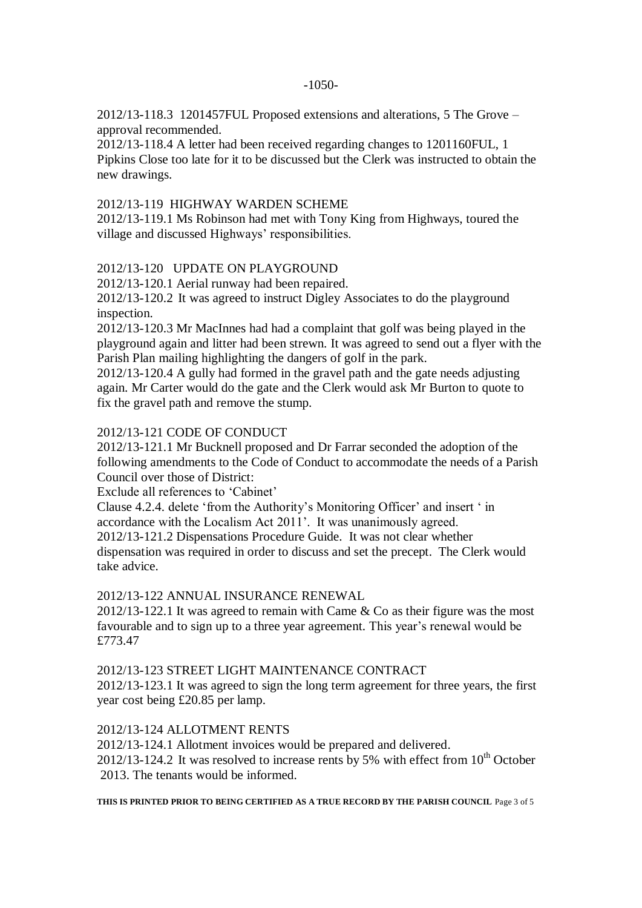2012/13-118.3 1201457FUL Proposed extensions and alterations, 5 The Grove – approval recommended.
2012/13-118.4 A letter had been received regarding changes to 1201160FUL, 1 Pipkins Close too late for it to be discussed but the Clerk was instructed to obtain the new drawings.

2012/13-119 HIGHWAY WARDEN SCHEME
2012/13-119.1 Ms Robinson had met with Tony King from Highways, toured the village and discussed Highways' responsibilities.

2012/13-120 UPDATE ON PLAYGROUND
2012/13-120.1 Aerial runway had been repaired.
2012/13-120.2 It was agreed to instruct Digley Associates to do the playground inspection.
2012/13-120.3 Mr MacInnes had had a complaint that golf was being played in the playground again and litter had been strewn. It was agreed to send out a flyer with the Parish Plan mailing highlighting the dangers of golf in the park.
2012/13-120.4 A gully had formed in the gravel path and the gate needs adjusting again. Mr Carter would do the gate and the Clerk would ask Mr Burton to quote to fix the gravel path and remove the stump.

2012/13-121 CODE OF CONDUCT
2012/13-121.1 Mr Bucknell proposed and Dr Farrar seconded the adoption of the following amendments to the Code of Conduct to accommodate the needs of a Parish Council over those of District:
Exclude all references to 'Cabinet'
Clause 4.2.4. delete 'from the Authority's Monitoring Officer' and insert ' in accordance with the Localism Act 2011'. It was unanimously agreed.
2012/13-121.2 Dispensations Procedure Guide. It was not clear whether dispensation was required in order to discuss and set the precept. The Clerk would take advice.

2012/13-122 ANNUAL INSURANCE RENEWAL
2012/13-122.1 It was agreed to remain with Came & Co as their figure was the most favourable and to sign up to a three year agreement. This year's renewal would be £773.47

2012/13-123 STREET LIGHT MAINTENANCE CONTRACT
2012/13-123.1 It was agreed to sign the long term agreement for three years, the first year cost being £20.85 per lamp.

2012/13-124 ALLOTMENT RENTS
2012/13-124.1 Allotment invoices would be prepared and delivered.
2012/13-124.2 It was resolved to increase rents by 5% with effect from 10th October 2013. The tenants would be informed.

**THIS IS PRINTED PRIOR TO BEING CERTIFIED AS A TRUE RECORD BY THE PARISH COUNCIL**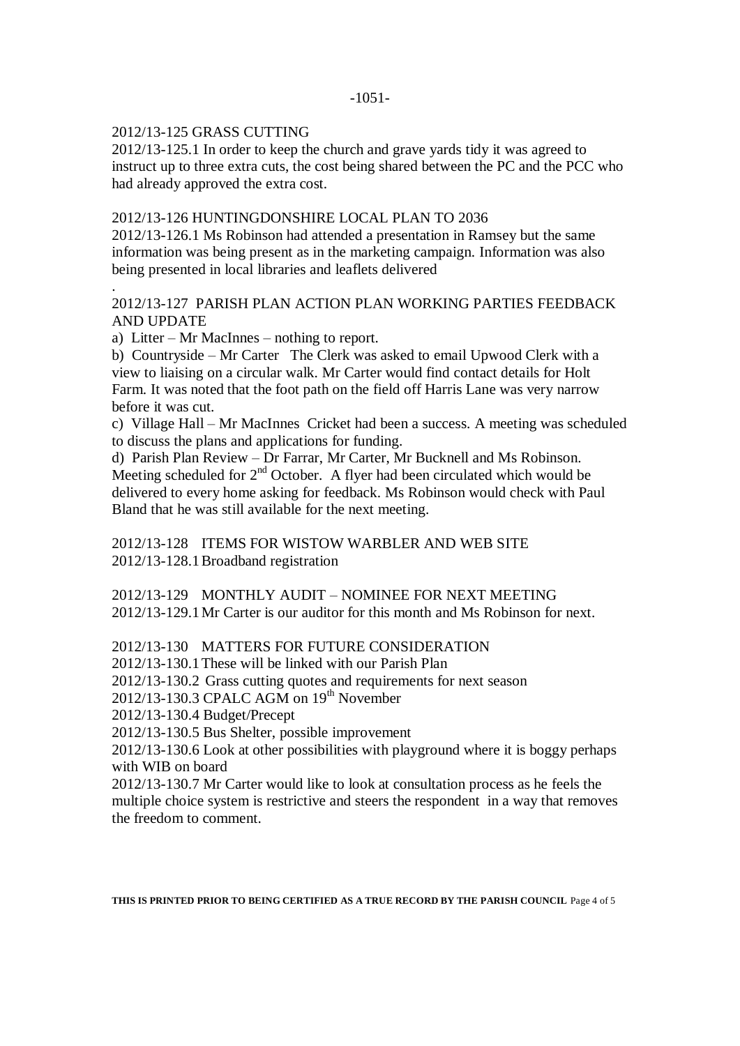2012/13-125 GRASS CUTTING

2012/13-125.1 In order to keep the church and grave yards tidy it was agreed to instruct up to three extra cuts, the cost being shared between the PC and the PCC who had already approved the extra cost.

2012/13-126 HUNTINGDONSHIRE LOCAL PLAN TO 2036

2012/13-126.1 Ms Robinson had attended a presentation in Ramsey but the same information was being present as in the marketing campaign. Information was also being presented in local libraries and leaflets delivered

.

2012/13-127 PARISH PLAN ACTION PLAN WORKING PARTIES FEEDBACK AND UPDATE

a) Litter – Mr MacInnes – nothing to report.

b) Countryside – Mr Carter The Clerk was asked to email Upwood Clerk with a view to liaising on a circular walk. Mr Carter would find contact details for Holt Farm. It was noted that the foot path on the field off Harris Lane was very narrow before it was cut.

c) Village Hall – Mr MacInnes Cricket had been a success. A meeting was scheduled to discuss the plans and applications for funding.

d) Parish Plan Review – Dr Farrar, Mr Carter, Mr Bucknell and Ms Robinson. Meeting scheduled for 2nd October. A flyer had been circulated which would be delivered to every home asking for feedback. Ms Robinson would check with Paul Bland that he was still available for the next meeting.

2012/13-128 ITEMS FOR WISTOW WARBLER AND WEB SITE

2012/13-128.1 Broadband registration

2012/13-129 MONTHLY AUDIT – NOMINEE FOR NEXT MEETING

2012/13-129.1 Mr Carter is our auditor for this month and Ms Robinson for next.

2012/13-130 MATTERS FOR FUTURE CONSIDERATION

2012/13-130.1 These will be linked with our Parish Plan

2012/13-130.2 Grass cutting quotes and requirements for next season

2012/13-130.3 CPALC AGM on 19th November

2012/13-130.4 Budget/Precept

2012/13-130.5 Bus Shelter, possible improvement

2012/13-130.6 Look at other possibilities with playground where it is boggy perhaps with WIB on board

2012/13-130.7 Mr Carter would like to look at consultation process as he feels the multiple choice system is restrictive and steers the respondent in a way that removes the freedom to comment.

**THIS IS PRINTED PRIOR TO BEING CERTIFIED AS A TRUE RECORD BY THE PARISH COUNCIL**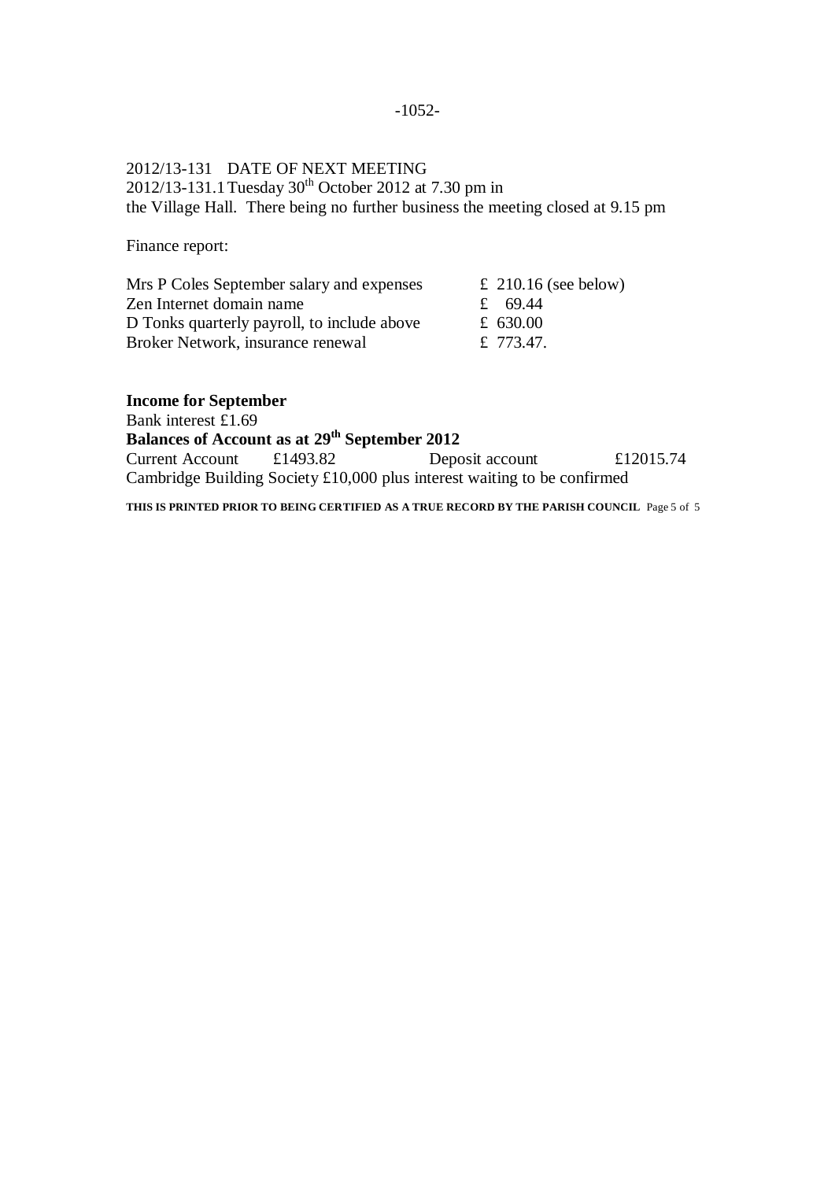2012/13-131 DATE OF NEXT MEETING

2012/13-131.1 Tuesday 30th October 2012 at 7.30 pm in the Village Hall. There being no further business the meeting closed at 9.15 pm

Finance report:

| | |
|---|---|
| Mrs P Coles September salary and expenses | £ 210.16 (see below) |
| Zen Internet domain name | £ 69.44 |
| D Tonks quarterly payroll, to include above | £ 630.00 |
| Broker Network, insurance renewal | £ 773.47. |

**Income for September**

Bank interest £1.69

**Balances of Account as at 29th September 2012**

Current Account £1493.82 Deposit account £12015.74

Cambridge Building Society £10,000 plus interest waiting to be confirmed

**THIS IS PRINTED PRIOR TO BEING CERTIFIED AS A TRUE RECORD BY THE PARISH COUNCIL**